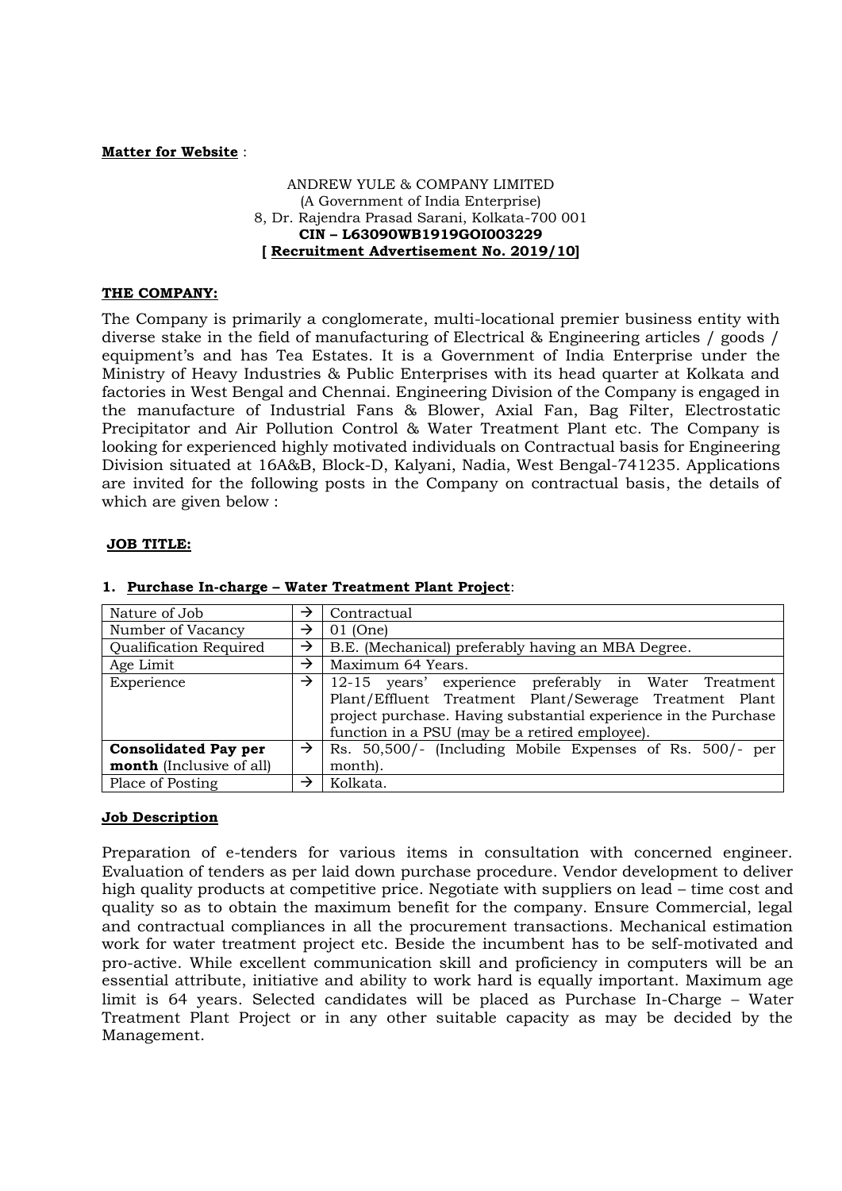**Matter for Website** :

ANDREW YULE & COMPANY LIMITED
(A Government of India Enterprise)
8, Dr. Rajendra Prasad Sarani, Kolkata-700 001
**CIN – L63090WB1919GOI003229**
**[ Recruitment Advertisement No. 2019/10]**

**THE COMPANY:**

The Company is primarily a conglomerate, multi-locational premier business entity with diverse stake in the field of manufacturing of Electrical & Engineering articles / goods / equipment's and has Tea Estates. It is a Government of India Enterprise under the Ministry of Heavy Industries & Public Enterprises with its head quarter at Kolkata and factories in West Bengal and Chennai. Engineering Division of the Company is engaged in the manufacture of Industrial Fans & Blower, Axial Fan, Bag Filter, Electrostatic Precipitator and Air Pollution Control & Water Treatment Plant etc. The Company is looking for experienced highly motivated individuals on Contractual basis for Engineering Division situated at 16A&B, Block-D, Kalyani, Nadia, West Bengal-741235. Applications are invited for the following posts in the Company on contractual basis, the details of which are given below :

**JOB TITLE:**

**1. Purchase In-charge – Water Treatment Plant Project**:

| Nature of Job | → | Contractual |
|---|---|---|
| Number of Vacancy | → | 01 (One) |
| Qualification Required | → | B.E. (Mechanical) preferably having an MBA Degree. |
| Age Limit | → | Maximum 64 Years. |
| Experience | → | 12-15 years' experience preferably in Water Treatment Plant/Effluent Treatment Plant/Sewerage Treatment Plant project purchase. Having substantial experience in the Purchase function in a PSU (may be a retired employee). |
| **Consolidated Pay per month** (Inclusive of all) | → | Rs. 50,500/- (Including Mobile Expenses of Rs. 500/- per month). |
| Place of Posting | → | Kolkata. |

**Job Description**

Preparation of e-tenders for various items in consultation with concerned engineer. Evaluation of tenders as per laid down purchase procedure. Vendor development to deliver high quality products at competitive price. Negotiate with suppliers on lead – time cost and quality so as to obtain the maximum benefit for the company. Ensure Commercial, legal and contractual compliances in all the procurement transactions. Mechanical estimation work for water treatment project etc. Beside the incumbent has to be self-motivated and pro-active. While excellent communication skill and proficiency in computers will be an essential attribute, initiative and ability to work hard is equally important. Maximum age limit is 64 years. Selected candidates will be placed as Purchase In-Charge – Water Treatment Plant Project or in any other suitable capacity as may be decided by the Management.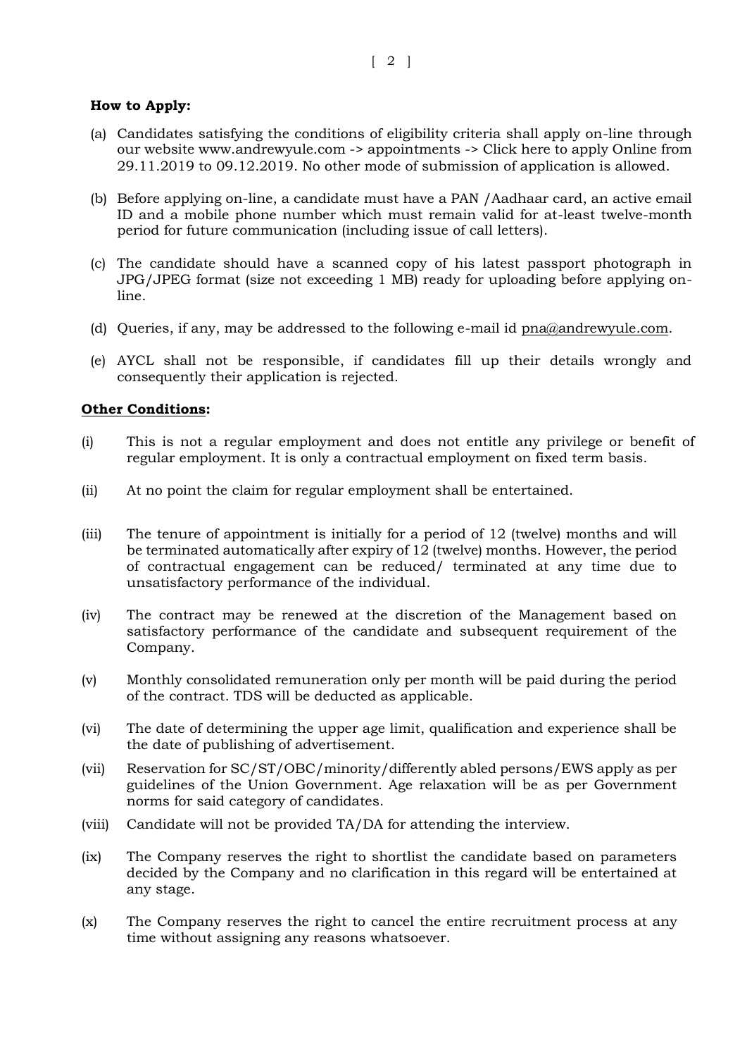**How to Apply:**

(a) Candidates satisfying the conditions of eligibility criteria shall apply on-line through our website www.andrewyule.com -> appointments -> Click here to apply Online from 29.11.2019 to 09.12.2019. No other mode of submission of application is allowed.

(b) Before applying on-line, a candidate must have a PAN /Aadhaar card, an active email ID and a mobile phone number which must remain valid for at-least twelve-month period for future communication (including issue of call letters).

(c) The candidate should have a scanned copy of his latest passport photograph in JPG/JPEG format (size not exceeding 1 MB) ready for uploading before applying on-line.

(d) Queries, if any, may be addressed to the following e-mail id pna@andrewyule.com.

(e) AYCL shall not be responsible, if candidates fill up their details wrongly and consequently their application is rejected.

**Other Conditions:**

(i) This is not a regular employment and does not entitle any privilege or benefit of regular employment. It is only a contractual employment on fixed term basis.

(ii) At no point the claim for regular employment shall be entertained.

(iii) The tenure of appointment is initially for a period of 12 (twelve) months and will be terminated automatically after expiry of 12 (twelve) months. However, the period of contractual engagement can be reduced/ terminated at any time due to unsatisfactory performance of the individual.

(iv) The contract may be renewed at the discretion of the Management based on satisfactory performance of the candidate and subsequent requirement of the Company.

(v) Monthly consolidated remuneration only per month will be paid during the period of the contract. TDS will be deducted as applicable.

(vi) The date of determining the upper age limit, qualification and experience shall be the date of publishing of advertisement.

(vii) Reservation for SC/ST/OBC/minority/differently abled persons/EWS apply as per guidelines of the Union Government. Age relaxation will be as per Government norms for said category of candidates.

(viii) Candidate will not be provided TA/DA for attending the interview.

(ix) The Company reserves the right to shortlist the candidate based on parameters decided by the Company and no clarification in this regard will be entertained at any stage.

(x) The Company reserves the right to cancel the entire recruitment process at any time without assigning any reasons whatsoever.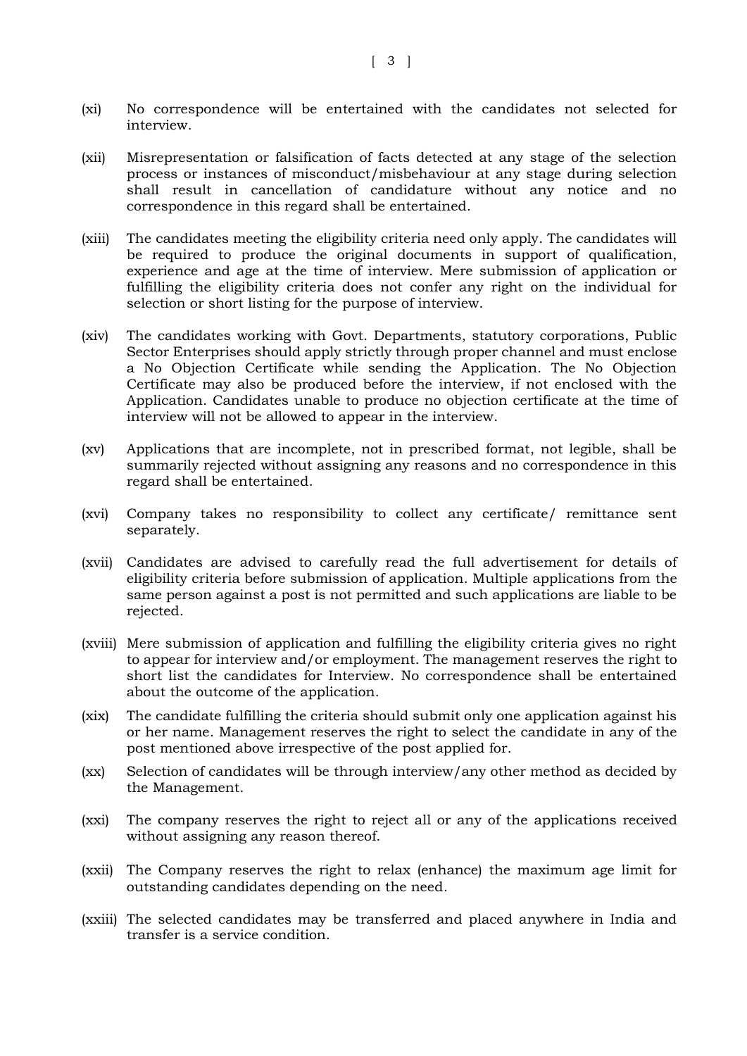(xi) No correspondence will be entertained with the candidates not selected for interview.

(xii) Misrepresentation or falsification of facts detected at any stage of the selection process or instances of misconduct/misbehaviour at any stage during selection shall result in cancellation of candidature without any notice and no correspondence in this regard shall be entertained.

(xiii) The candidates meeting the eligibility criteria need only apply. The candidates will be required to produce the original documents in support of qualification, experience and age at the time of interview. Mere submission of application or fulfilling the eligibility criteria does not confer any right on the individual for selection or short listing for the purpose of interview.

(xiv) The candidates working with Govt. Departments, statutory corporations, Public Sector Enterprises should apply strictly through proper channel and must enclose a No Objection Certificate while sending the Application. The No Objection Certificate may also be produced before the interview, if not enclosed with the Application. Candidates unable to produce no objection certificate at the time of interview will not be allowed to appear in the interview.

(xv) Applications that are incomplete, not in prescribed format, not legible, shall be summarily rejected without assigning any reasons and no correspondence in this regard shall be entertained.

(xvi) Company takes no responsibility to collect any certificate/ remittance sent separately.

(xvii) Candidates are advised to carefully read the full advertisement for details of eligibility criteria before submission of application. Multiple applications from the same person against a post is not permitted and such applications are liable to be rejected.

(xviii) Mere submission of application and fulfilling the eligibility criteria gives no right to appear for interview and/or employment. The management reserves the right to short list the candidates for Interview. No correspondence shall be entertained about the outcome of the application.

(xix) The candidate fulfilling the criteria should submit only one application against his or her name. Management reserves the right to select the candidate in any of the post mentioned above irrespective of the post applied for.

(xx) Selection of candidates will be through interview/any other method as decided by the Management.

(xxi) The company reserves the right to reject all or any of the applications received without assigning any reason thereof.

(xxii) The Company reserves the right to relax (enhance) the maximum age limit for outstanding candidates depending on the need.

(xxiii) The selected candidates may be transferred and placed anywhere in India and transfer is a service condition.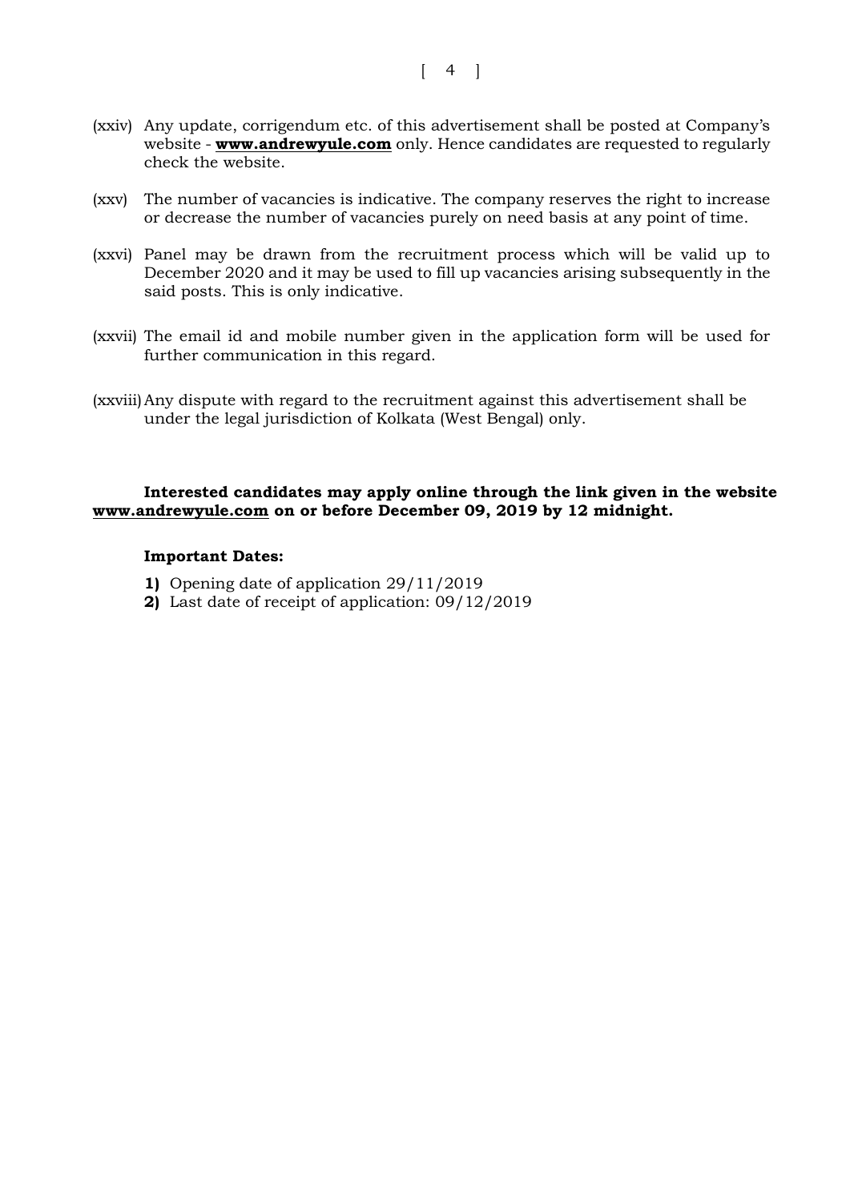(xxiv) Any update, corrigendum etc. of this advertisement shall be posted at Company's website - **[www.andrewyule.com](http://www.andrewyule.com)** only. Hence candidates are requested to regularly check the website.

(xxv) The number of vacancies is indicative. The company reserves the right to increase or decrease the number of vacancies purely on need basis at any point of time.

(xxvi) Panel may be drawn from the recruitment process which will be valid up to December 2020 and it may be used to fill up vacancies arising subsequently in the said posts. This is only indicative.

(xxvii) The email id and mobile number given in the application form will be used for further communication in this regard.

(xxviii) Any dispute with regard to the recruitment against this advertisement shall be under the legal jurisdiction of Kolkata (West Bengal) only.

**Interested candidates may apply online through the link given in the website [www.andrewyule.com](http://www.andrewyule.com) on or before December 09, 2019 by 12 midnight.**

**Important Dates:**

**1)** Opening date of application 29/11/2019

**2)** Last date of receipt of application: 09/12/2019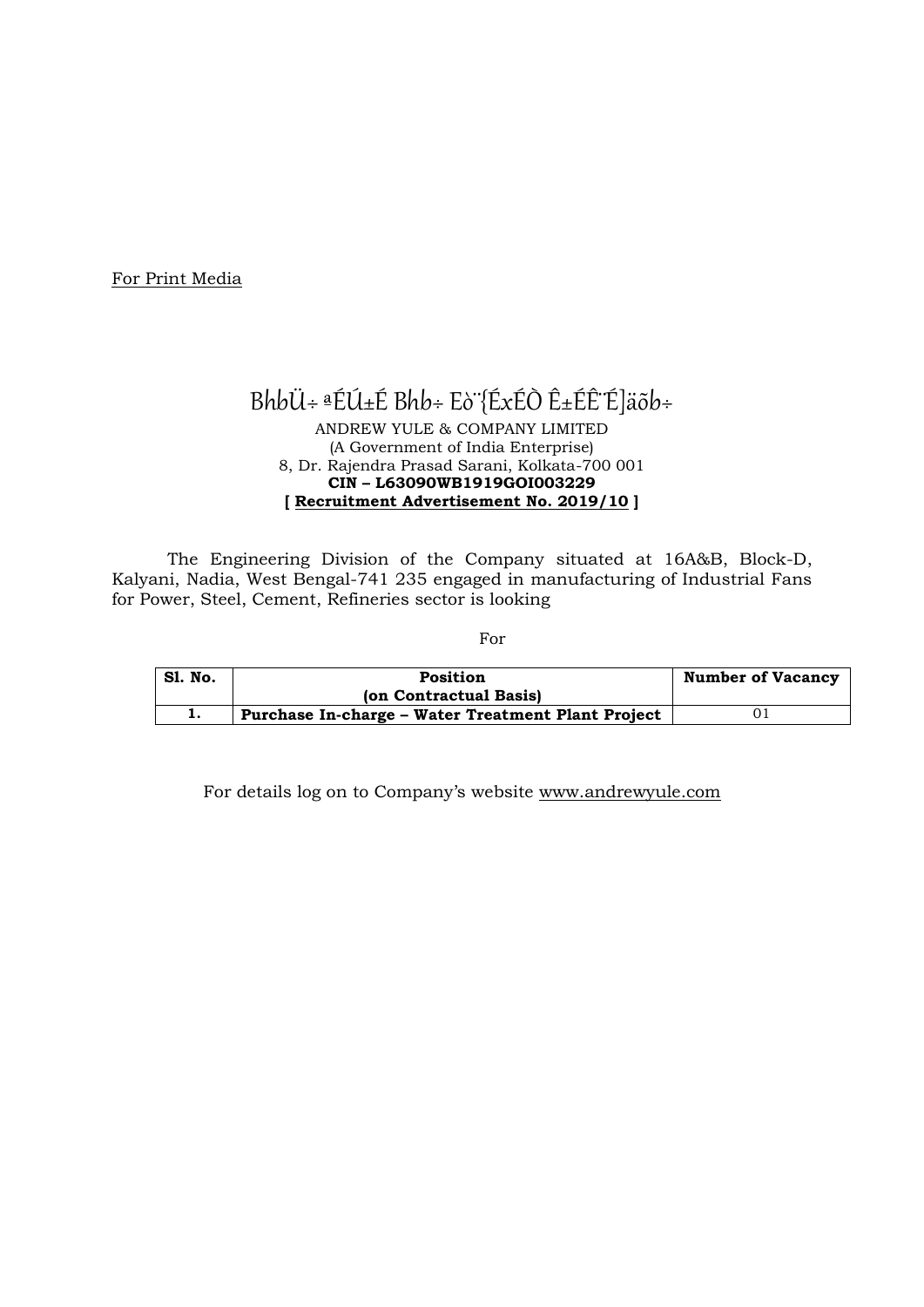For Print Media

BhbÜ÷ ªÉÚ±É Bhb÷ Eò¨{ÉxÉÒ Ê±ÉÊ¨É]äõb÷

ANDREW YULE & COMPANY LIMITED
(A Government of India Enterprise)
8, Dr. Rajendra Prasad Sarani, Kolkata-700 001
**CIN – L63090WB1919GOI003229**
**[ Recruitment Advertisement No. 2019/10 ]**

The Engineering Division of the Company situated at 16A&B, Block-D, Kalyani, Nadia, West Bengal-741 235 engaged in manufacturing of Industrial Fans for Power, Steel, Cement, Refineries sector is looking

For

| Sl. No. | Position (on Contractual Basis) | Number of Vacancy |
|---|---|---|
| 1. | Purchase In-charge – Water Treatment Plant Project | 01 |

For details log on to Company's website www.andrewyule.com